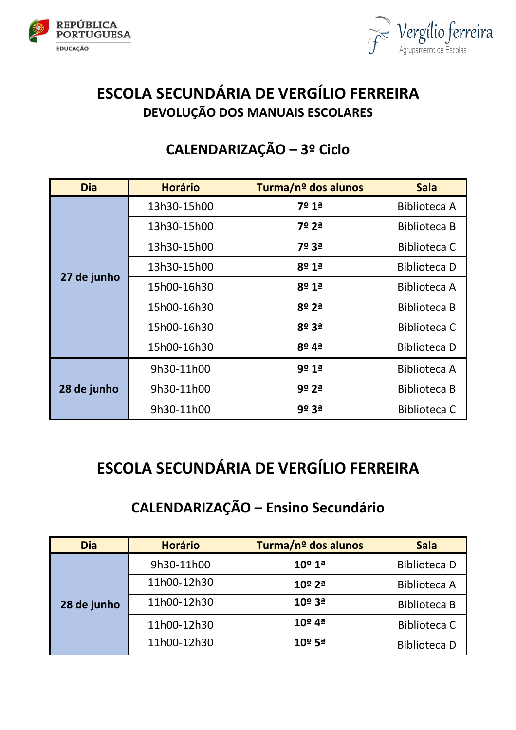REPÚBLICA PORTUGUESA
EDUCAÇÃO

Vergílio Ferreira
Agrupamento de Escolas

# ESCOLA SECUNDÁRIA DE VERGÍLIO FERREIRA

## DEVOLUÇÃO DOS MANUAIS ESCOLARES

## CALENDARIZAÇÃO – 3º Ciclo

| Dia | Horário | Turma/nº dos alunos | Sala |
|---|---|---|---|
| **27 de junho** | 13h30-15h00 | **7º 1ª** | Biblioteca A |
| | 13h30-15h00 | **7º 2ª** | Biblioteca B |
| | 13h30-15h00 | **7º 3ª** | Biblioteca C |
| | 13h30-15h00 | **8º 1ª** | Biblioteca D |
| | 15h00-16h30 | **8º 1ª** | Biblioteca A |
| | 15h00-16h30 | **8º 2ª** | Biblioteca B |
| | 15h00-16h30 | **8º 3ª** | Biblioteca C |
| | 15h00-16h30 | **8º 4ª** | Biblioteca D |
| **28 de junho** | 9h30-11h00 | **9º 1ª** | Biblioteca A |
| | 9h30-11h00 | **9º 2ª** | Biblioteca B |
| | 9h30-11h00 | **9º 3ª** | Biblioteca C |

# ESCOLA SECUNDÁRIA DE VERGÍLIO FERREIRA

## CALENDARIZAÇÃO – Ensino Secundário

| Dia | Horário | Turma/nº dos alunos | Sala |
|---|---|---|---|
| **28 de junho** | 9h30-11h00 | **10º 1ª** | Biblioteca D |
| | 11h00-12h30 | **10º 2ª** | Biblioteca A |
| | 11h00-12h30 | **10º 3ª** | Biblioteca B |
| | 11h00-12h30 | **10º 4ª** | Biblioteca C |
| | 11h00-12h30 | **10º 5ª** | Biblioteca D |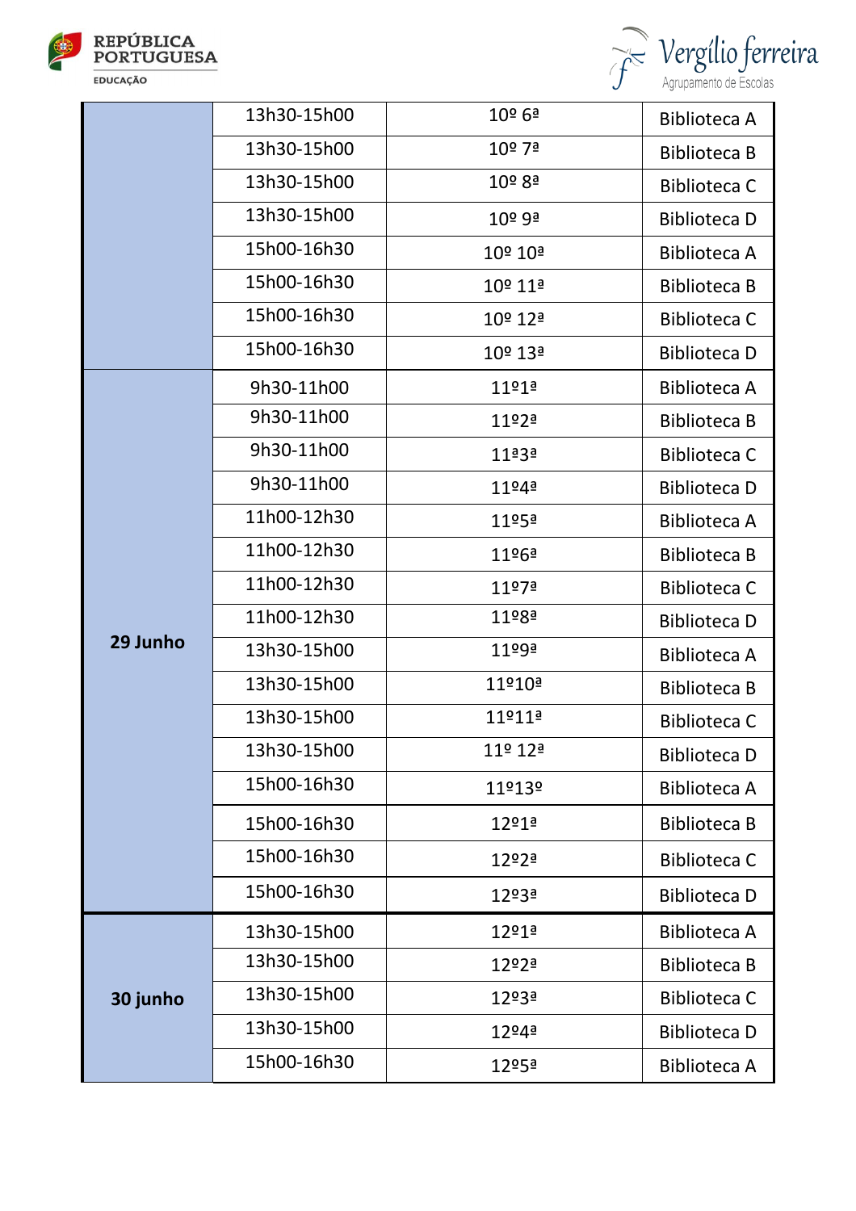| | | | |
|---|---|---|---|
| | 13h30-15h00 | 10º 6ª | Biblioteca A |
| | 13h30-15h00 | 10º 7ª | Biblioteca B |
| | 13h30-15h00 | 10º 8ª | Biblioteca C |
| | 13h30-15h00 | 10º 9ª | Biblioteca D |
| | 15h00-16h30 | 10º 10ª | Biblioteca A |
| | 15h00-16h30 | 10º 11ª | Biblioteca B |
| | 15h00-16h30 | 10º 12ª | Biblioteca C |
| | 15h00-16h30 | 10º 13ª | Biblioteca D |
| **29 Junho** | 9h30-11h00 | 11º1ª | Biblioteca A |
| | 9h30-11h00 | 11º2ª | Biblioteca B |
| | 9h30-11h00 | 11ª3ª | Biblioteca C |
| | 9h30-11h00 | 11º4ª | Biblioteca D |
| | 11h00-12h30 | 11º5ª | Biblioteca A |
| | 11h00-12h30 | 11º6ª | Biblioteca B |
| | 11h00-12h30 | 11º7ª | Biblioteca C |
| | 11h00-12h30 | 11º8ª | Biblioteca D |
| | 13h30-15h00 | 11º9ª | Biblioteca A |
| | 13h30-15h00 | 11º10ª | Biblioteca B |
| | 13h30-15h00 | 11º11ª | Biblioteca C |
| | 13h30-15h00 | 11º 12ª | Biblioteca D |
| | 15h00-16h30 | 11º13º | Biblioteca A |
| | 15h00-16h30 | 12º1ª | Biblioteca B |
| | 15h00-16h30 | 12º2ª | Biblioteca C |
| | 15h00-16h30 | 12º3ª | Biblioteca D |
| **30 junho** | 13h30-15h00 | 12º1ª | Biblioteca A |
| | 13h30-15h00 | 12º2ª | Biblioteca B |
| | 13h30-15h00 | 12º3ª | Biblioteca C |
| | 13h30-15h00 | 12º4ª | Biblioteca D |
| | 15h00-16h30 | 12º5ª | Biblioteca A |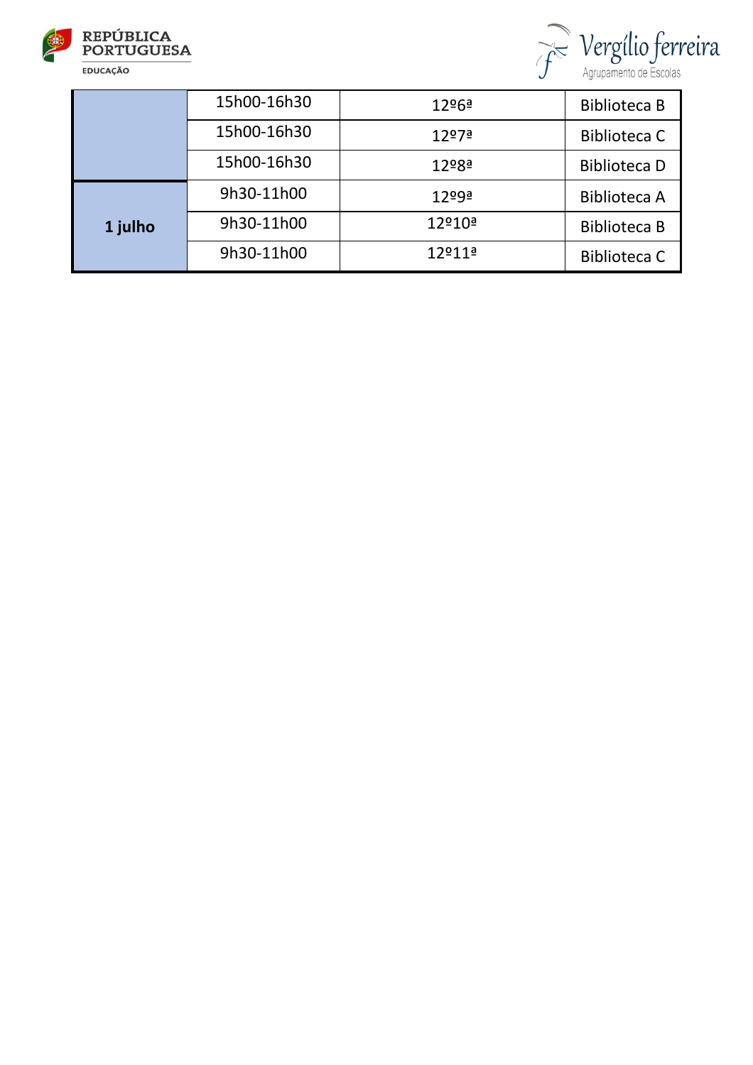| | | | |
|---|---|---|---|
| | 15h00-16h30 | 12º6ª | Biblioteca B |
| | 15h00-16h30 | 12º7ª | Biblioteca C |
| | 15h00-16h30 | 12º8ª | Biblioteca D |
| **1 julho** | 9h30-11h00 | 12º9ª | Biblioteca A |
| | 9h30-11h00 | 12º10ª | Biblioteca B |
| | 9h30-11h00 | 12º11ª | Biblioteca C |